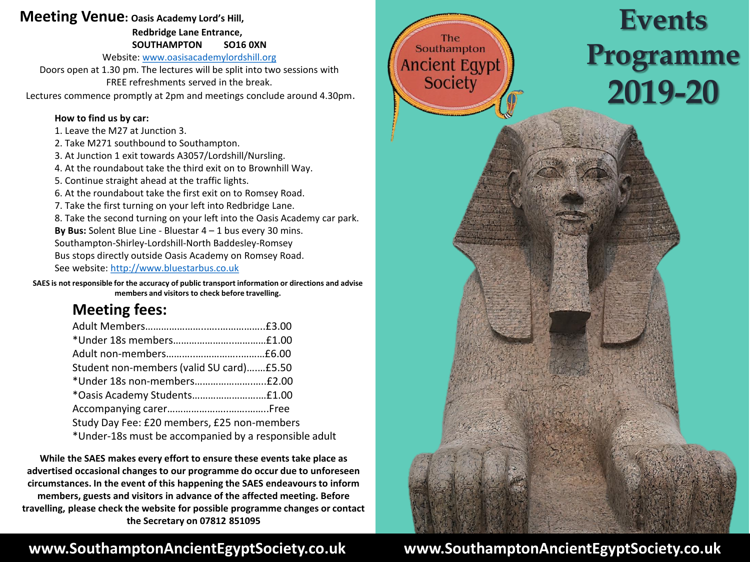## Meeting Venue: Oasis Academy Lord's Hill,

**Redbridge Lane Entrance,**
**SOUTHAMPTON SO16 0XN**

Website: www.oasisacademylordshill.org

Doors open at 1.30 pm. The lectures will be split into two sessions with FREE refreshments served in the break.

Lectures commence promptly at 2pm and meetings conclude around 4.30pm.

**How to find us by car:**

1. Leave the M27 at Junction 3.
2. Take M271 southbound to Southampton.
3. At Junction 1 exit towards A3057/Lordshill/Nursling.
4. At the roundabout take the third exit on to Brownhill Way.
5. Continue straight ahead at the traffic lights.
6. At the roundabout take the first exit on to Romsey Road.
7. Take the first turning on your left into Redbridge Lane.
8. Take the second turning on your left into the Oasis Academy car park.

**By Bus:** Solent Blue Line - Bluestar 4 – 1 bus every 30 mins.
Southampton-Shirley-Lordshill-North Baddesley-Romsey
Bus stops directly outside Oasis Academy on Romsey Road.
See website: http://www.bluestarbus.co.uk

**SAES is not responsible for the accuracy of public transport information or directions and advise members and visitors to check before travelling.**

## Meeting fees:

Adult Members……………………………………….£3.00
*Under 18s members………………………………£1.00
Adult non-members…………………………………£6.00
Student non-members (valid SU card)…….£5.50
*Under 18s non-members……………………..£2.00
*Oasis Academy Students………………………£1.00
Accompanying carer………………………………..Free
Study Day Fee: £20 members, £25 non-members
*Under-18s must be accompanied by a responsible adult

**While the SAES makes every effort to ensure these events take place as advertised occasional changes to our programme do occur due to unforeseen circumstances. In the event of this happening the SAES endeavours to inform members, guests and visitors in advance of the affected meeting. Before travelling, please check the website for possible programme changes or contact the Secretary on 07812 851095**

**www.SouthamptonAncientEgyptSociety.co.uk**

The Southampton Ancient Egypt Society

# Events Programme 2019-20

**www.SouthamptonAncientEgyptSociety.co.uk**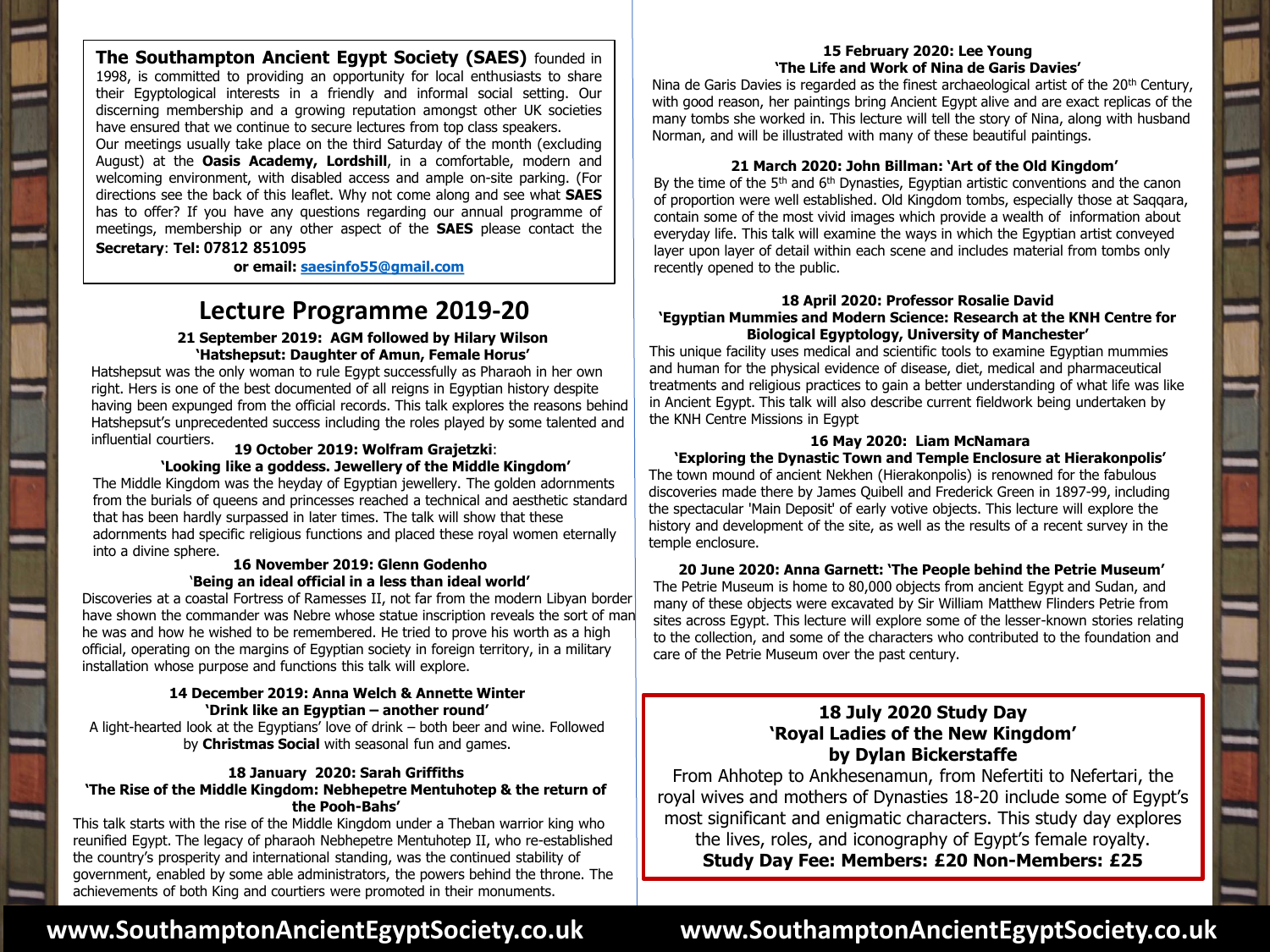**The Southampton Ancient Egypt Society (SAES)** founded in 1998, is committed to providing an opportunity for local enthusiasts to share their Egyptological interests in a friendly and informal social setting. Our discerning membership and a growing reputation amongst other UK societies have ensured that we continue to secure lectures from top class speakers.

Our meetings usually take place on the third Saturday of the month (excluding August) at the **Oasis Academy, Lordshill**, in a comfortable, modern and welcoming environment, with disabled access and ample on-site parking. (For directions see the back of this leaflet. Why not come along and see what **SAES** has to offer? If you have any questions regarding our annual programme of meetings, membership or any other aspect of the **SAES** please contact the **Secretary**: **Tel: 07812 851095**

**or email: saesinfo55@gmail.com**

# Lecture Programme 2019-20

**21 September 2019: AGM followed by Hilary Wilson**
**'Hatshepsut: Daughter of Amun, Female Horus'**

Hatshepsut was the only woman to rule Egypt successfully as Pharaoh in her own right. Hers is one of the best documented of all reigns in Egyptian history despite having been expunged from the official records. This talk explores the reasons behind Hatshepsut's unprecedented success including the roles played by some talented and influential courtiers.

**19 October 2019: Wolfram Grajetzki**:
**'Looking like a goddess. Jewellery of the Middle Kingdom'**

The Middle Kingdom was the heyday of Egyptian jewellery. The golden adornments from the burials of queens and princesses reached a technical and aesthetic standard that has been hardly surpassed in later times. The talk will show that these adornments had specific religious functions and placed these royal women eternally into a divine sphere.

**16 November 2019: Glenn Godenho**
**'Being an ideal official in a less than ideal world'**

Discoveries at a coastal Fortress of Ramesses II, not far from the modern Libyan border have shown the commander was Nebre whose statue inscription reveals the sort of man he was and how he wished to be remembered. He tried to prove his worth as a high official, operating on the margins of Egyptian society in foreign territory, in a military installation whose purpose and functions this talk will explore.

**14 December 2019: Anna Welch & Annette Winter**
**'Drink like an Egyptian – another round'**

A light-hearted look at the Egyptians' love of drink – both beer and wine. Followed by **Christmas Social** with seasonal fun and games.

**18 January 2020: Sarah Griffiths**
**'The Rise of the Middle Kingdom: Nebhepetre Mentuhotep & the return of the Pooh-Bahs'**

This talk starts with the rise of the Middle Kingdom under a Theban warrior king who reunified Egypt. The legacy of pharaoh Nebhepetre Mentuhotep II, who re-established the country's prosperity and international standing, was the continued stability of government, enabled by some able administrators, the powers behind the throne. The achievements of both King and courtiers were promoted in their monuments.

**15 February 2020: Lee Young**
**'The Life and Work of Nina de Garis Davies'**

Nina de Garis Davies is regarded as the finest archaeological artist of the 20th Century, with good reason, her paintings bring Ancient Egypt alive and are exact replicas of the many tombs she worked in. This lecture will tell the story of Nina, along with husband Norman, and will be illustrated with many of these beautiful paintings.

**21 March 2020: John Billman: 'Art of the Old Kingdom'**

By the time of the 5th and 6th Dynasties, Egyptian artistic conventions and the canon of proportion were well established. Old Kingdom tombs, especially those at Saqqara, contain some of the most vivid images which provide a wealth of information about everyday life. This talk will examine the ways in which the Egyptian artist conveyed layer upon layer of detail within each scene and includes material from tombs only recently opened to the public.

**18 April 2020: Professor Rosalie David**
**'Egyptian Mummies and Modern Science: Research at the KNH Centre for Biological Egyptology, University of Manchester'**

This unique facility uses medical and scientific tools to examine Egyptian mummies and human for the physical evidence of disease, diet, medical and pharmaceutical treatments and religious practices to gain a better understanding of what life was like in Ancient Egypt. This talk will also describe current fieldwork being undertaken by the KNH Centre Missions in Egypt

**16 May 2020: Liam McNamara**
**'Exploring the Dynastic Town and Temple Enclosure at Hierakonpolis'**

The town mound of ancient Nekhen (Hierakonpolis) is renowned for the fabulous discoveries made there by James Quibell and Frederick Green in 1897-99, including the spectacular 'Main Deposit' of early votive objects. This lecture will explore the history and development of the site, as well as the results of a recent survey in the temple enclosure.

**20 June 2020: Anna Garnett: 'The People behind the Petrie Museum'**

The Petrie Museum is home to 80,000 objects from ancient Egypt and Sudan, and many of these objects were excavated by Sir William Matthew Flinders Petrie from sites across Egypt. This lecture will explore some of the lesser-known stories relating to the collection, and some of the characters who contributed to the foundation and care of the Petrie Museum over the past century.

**18 July 2020 Study Day**
**'Royal Ladies of the New Kingdom'**
**by Dylan Bickerstaffe**

From Ahhotep to Ankhesenamun, from Nefertiti to Nefertari, the royal wives and mothers of Dynasties 18-20 include some of Egypt's most significant and enigmatic characters. This study day explores the lives, roles, and iconography of Egypt's female royalty.

**Study Day Fee: Members: £20 Non-Members: £25**

**www.SouthamptonAncientEgyptSociety.co.uk**